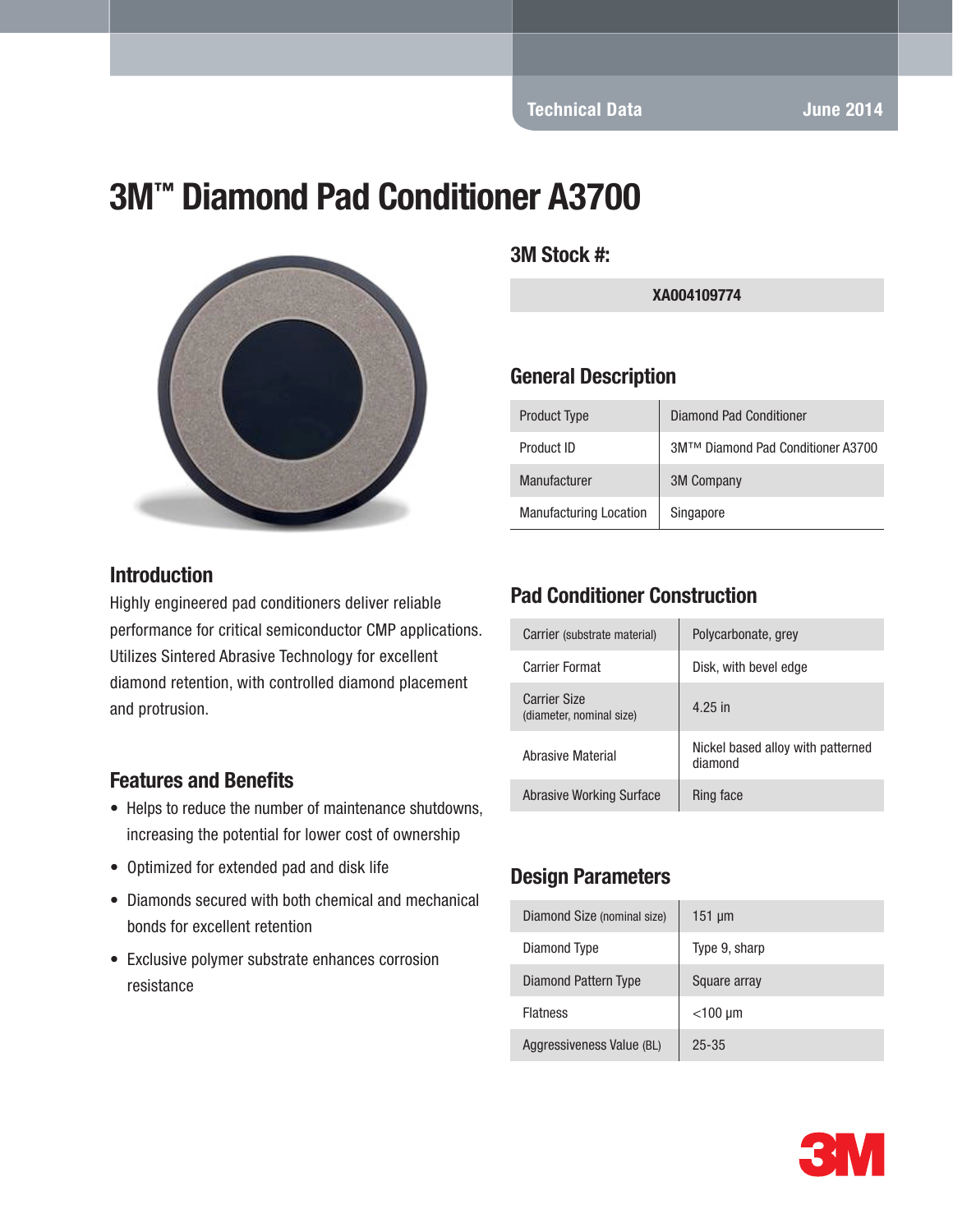Technical Data June 2014

# 3M™ Diamond Pad Conditioner A3700

## 3M Stock #:

| XA004109774 |
|---|

## General Description

| | |
|---|---|
| Product Type | Diamond Pad Conditioner |
| Product ID | 3M™ Diamond Pad Conditioner A3700 |
| Manufacturer | 3M Company |
| Manufacturing Location | Singapore |

## Introduction

Highly engineered pad conditioners deliver reliable performance for critical semiconductor CMP applications. Utilizes Sintered Abrasive Technology for excellent diamond retention, with controlled diamond placement and protrusion.

## Features and Benefits

- Helps to reduce the number of maintenance shutdowns, increasing the potential for lower cost of ownership
- Optimized for extended pad and disk life
- Diamonds secured with both chemical and mechanical bonds for excellent retention
- Exclusive polymer substrate enhances corrosion resistance

## Pad Conditioner Construction

| | |
|---|---|
| Carrier (substrate material) | Polycarbonate, grey |
| Carrier Format | Disk, with bevel edge |
| Carrier Size (diameter, nominal size) | 4.25 in |
| Abrasive Material | Nickel based alloy with patterned diamond |
| Abrasive Working Surface | Ring face |

## Design Parameters

| | |
|---|---|
| Diamond Size (nominal size) | 151 µm |
| Diamond Type | Type 9, sharp |
| Diamond Pattern Type | Square array |
| Flatness | <100 µm |
| Aggressiveness Value (BL) | 25-35 |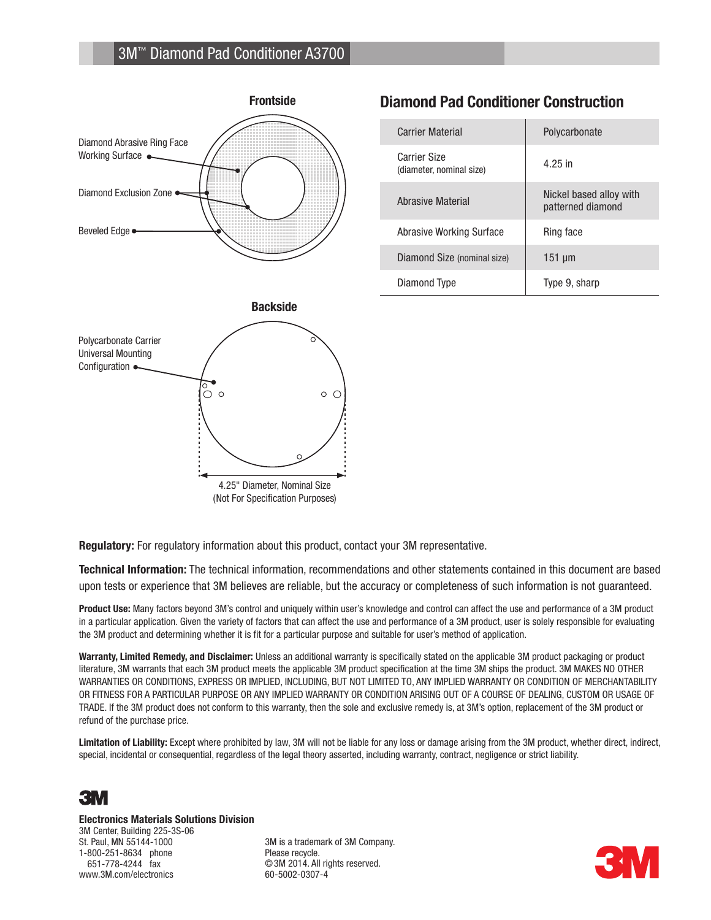# 3M™ Diamond Pad Conditioner A3700

**Frontside**

Diamond Abrasive Ring Face Working Surface

Diamond Exclusion Zone

Beveled Edge

**Backside**

Polycarbonate Carrier Universal Mounting Configuration

4.25" Diameter, Nominal Size
(Not For Specification Purposes)

## Diamond Pad Conditioner Construction

| | |
|---|---|
| Carrier Material | Polycarbonate |
| Carrier Size (diameter, nominal size) | 4.25 in |
| Abrasive Material | Nickel based alloy with patterned diamond |
| Abrasive Working Surface | Ring face |
| Diamond Size (nominal size) | 151 µm |
| Diamond Type | Type 9, sharp |

**Regulatory:** For regulatory information about this product, contact your 3M representative.

**Technical Information:** The technical information, recommendations and other statements contained in this document are based upon tests or experience that 3M believes are reliable, but the accuracy or completeness of such information is not guaranteed.

**Product Use:** Many factors beyond 3M's control and uniquely within user's knowledge and control can affect the use and performance of a 3M product in a particular application. Given the variety of factors that can affect the use and performance of a 3M product, user is solely responsible for evaluating the 3M product and determining whether it is fit for a particular purpose and suitable for user's method of application.

**Warranty, Limited Remedy, and Disclaimer:** Unless an additional warranty is specifically stated on the applicable 3M product packaging or product literature, 3M warrants that each 3M product meets the applicable 3M product specification at the time 3M ships the product. 3M MAKES NO OTHER WARRANTIES OR CONDITIONS, EXPRESS OR IMPLIED, INCLUDING, BUT NOT LIMITED TO, ANY IMPLIED WARRANTY OR CONDITION OF MERCHANTABILITY OR FITNESS FOR A PARTICULAR PURPOSE OR ANY IMPLIED WARRANTY OR CONDITION ARISING OUT OF A COURSE OF DEALING, CUSTOM OR USAGE OF TRADE. If the 3M product does not conform to this warranty, then the sole and exclusive remedy is, at 3M's option, replacement of the 3M product or refund of the purchase price.

**Limitation of Liability:** Except where prohibited by law, 3M will not be liable for any loss or damage arising from the 3M product, whether direct, indirect, special, incidental or consequential, regardless of the legal theory asserted, including warranty, contract, negligence or strict liability.

3M

**Electronics Materials Solutions Division**
3M Center, Building 225-3S-06
St. Paul, MN 55144-1000
1-800-251-8634 phone
651-778-4244 fax
www.3M.com/electronics

3M is a trademark of 3M Company.
Please recycle.
© 3M 2014. All rights reserved.
60-5002-0307-4

3M